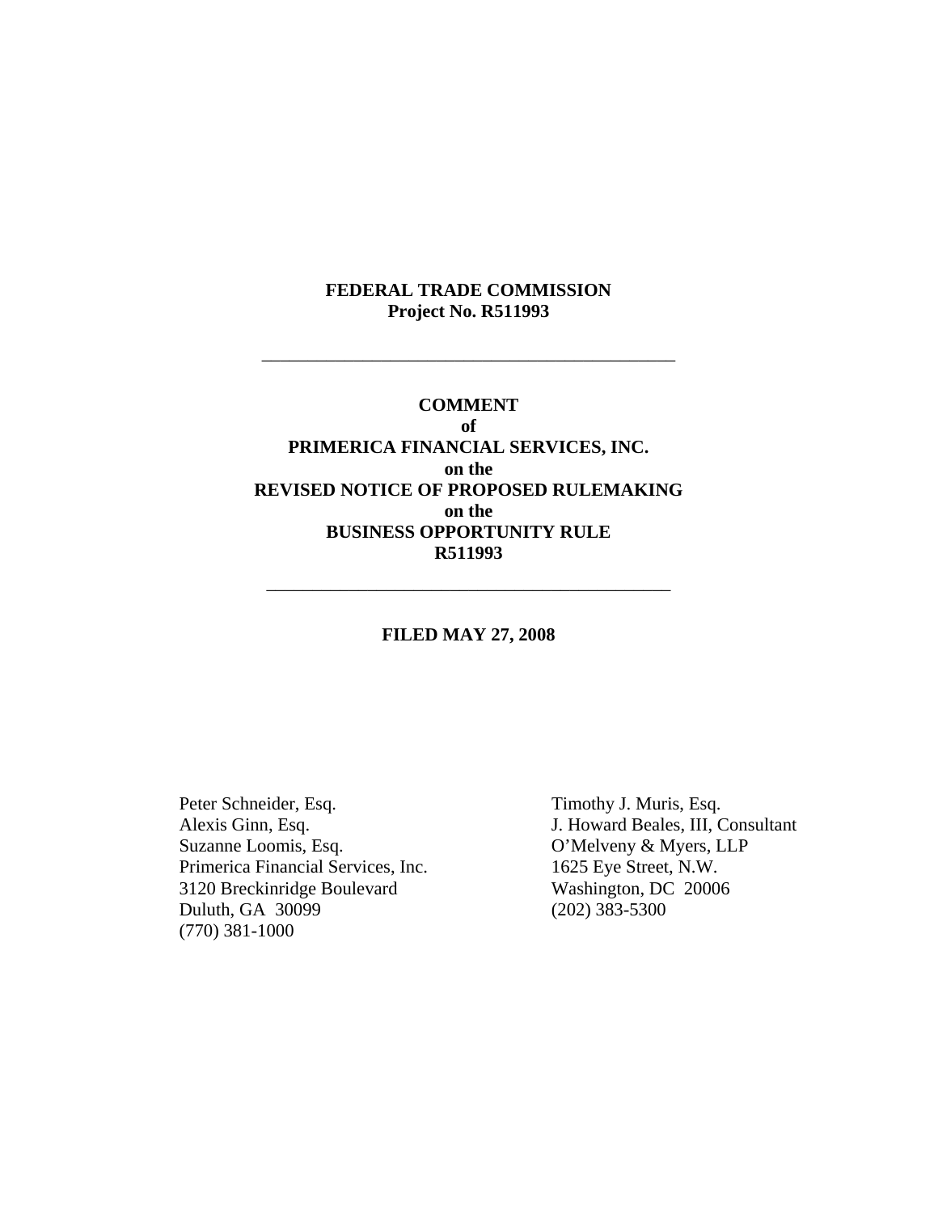**FEDERAL TRADE COMMISSION**
**Project No. R511993**

---

**COMMENT**
**of**
**PRIMERICA FINANCIAL SERVICES, INC.**
**on the**
**REVISED NOTICE OF PROPOSED RULEMAKING**
**on the**
**BUSINESS OPPORTUNITY RULE**
**R511993**

---

**FILED MAY 27, 2008**

Peter Schneider, Esq.
Alexis Ginn, Esq.
Suzanne Loomis, Esq.
Primerica Financial Services, Inc.
3120 Breckinridge Boulevard
Duluth, GA 30099
(770) 381-1000

Timothy J. Muris, Esq.
J. Howard Beales, III, Consultant
O'Melveny & Myers, LLP
1625 Eye Street, N.W.
Washington, DC 20006
(202) 383-5300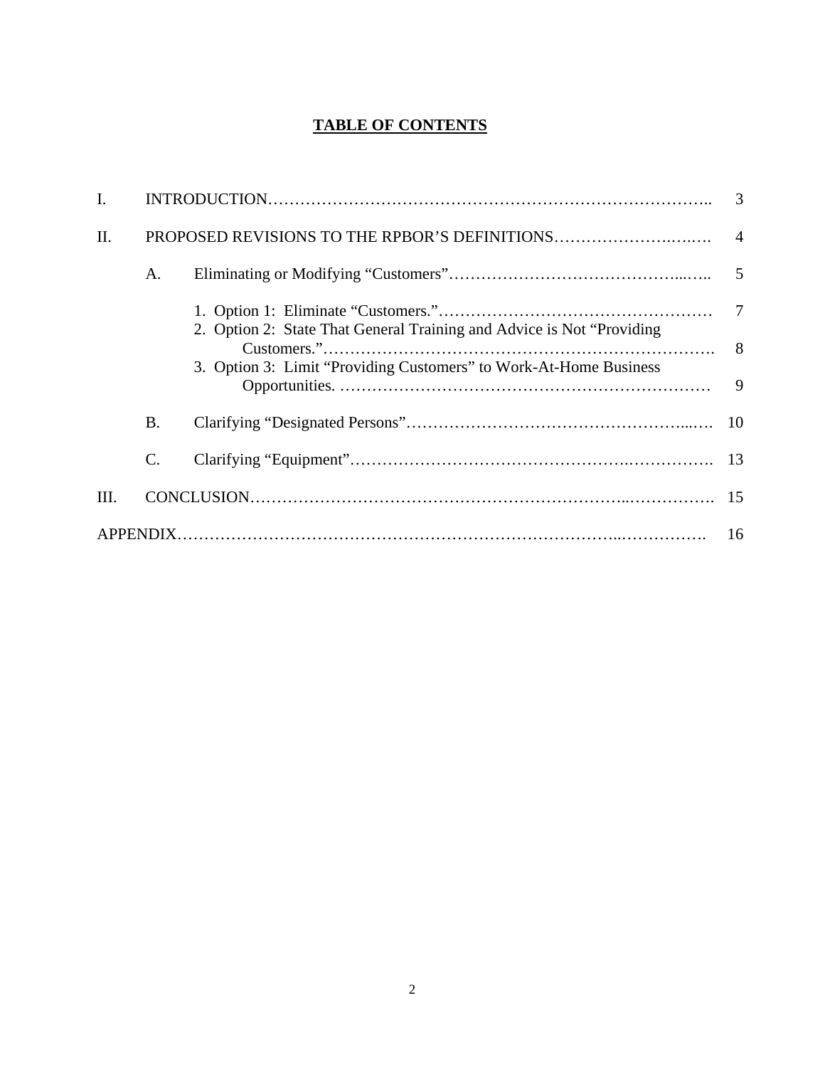# TABLE OF CONTENTS

| | | | |
|---|---|---|---|
| I. | INTRODUCTION | | 3 |
| II. | PROPOSED REVISIONS TO THE RPBOR'S DEFINITIONS | | 4 |
| | A. | Eliminating or Modifying "Customers" | 5 |
| | | 1. Option 1: Eliminate "Customers." | 7 |
| | | 2. Option 2: State That General Training and Advice is Not "Providing Customers." | 8 |
| | | 3. Option 3: Limit "Providing Customers" to Work-At-Home Business Opportunities. | 9 |
| | B. | Clarifying "Designated Persons" | 10 |
| | C. | Clarifying "Equipment" | 13 |
| III. | CONCLUSION | | 15 |
| APPENDIX | | | 16 |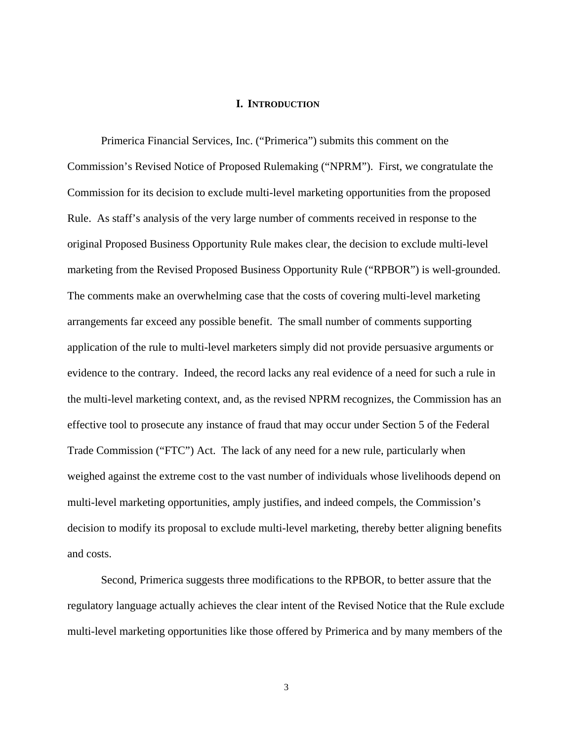## I. Introduction

Primerica Financial Services, Inc. ("Primerica") submits this comment on the Commission's Revised Notice of Proposed Rulemaking ("NPRM"). First, we congratulate the Commission for its decision to exclude multi-level marketing opportunities from the proposed Rule. As staff's analysis of the very large number of comments received in response to the original Proposed Business Opportunity Rule makes clear, the decision to exclude multi-level marketing from the Revised Proposed Business Opportunity Rule ("RPBOR") is well-grounded. The comments make an overwhelming case that the costs of covering multi-level marketing arrangements far exceed any possible benefit. The small number of comments supporting application of the rule to multi-level marketers simply did not provide persuasive arguments or evidence to the contrary. Indeed, the record lacks any real evidence of a need for such a rule in the multi-level marketing context, and, as the revised NPRM recognizes, the Commission has an effective tool to prosecute any instance of fraud that may occur under Section 5 of the Federal Trade Commission ("FTC") Act. The lack of any need for a new rule, particularly when weighed against the extreme cost to the vast number of individuals whose livelihoods depend on multi-level marketing opportunities, amply justifies, and indeed compels, the Commission's decision to modify its proposal to exclude multi-level marketing, thereby better aligning benefits and costs.

Second, Primerica suggests three modifications to the RPBOR, to better assure that the regulatory language actually achieves the clear intent of the Revised Notice that the Rule exclude multi-level marketing opportunities like those offered by Primerica and by many members of the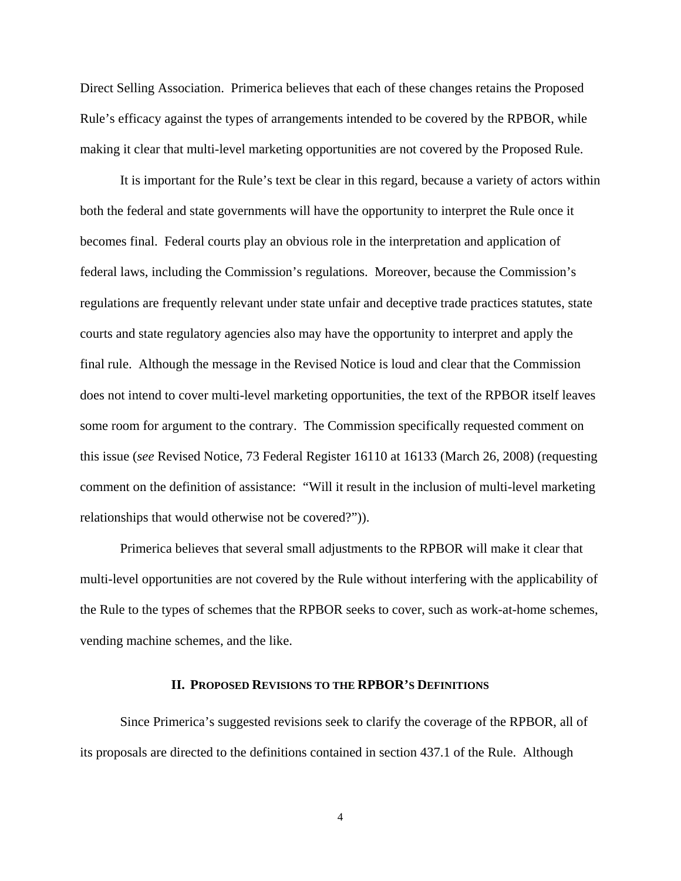Direct Selling Association. Primerica believes that each of these changes retains the Proposed Rule's efficacy against the types of arrangements intended to be covered by the RPBOR, while making it clear that multi-level marketing opportunities are not covered by the Proposed Rule.

It is important for the Rule's text be clear in this regard, because a variety of actors within both the federal and state governments will have the opportunity to interpret the Rule once it becomes final. Federal courts play an obvious role in the interpretation and application of federal laws, including the Commission's regulations. Moreover, because the Commission's regulations are frequently relevant under state unfair and deceptive trade practices statutes, state courts and state regulatory agencies also may have the opportunity to interpret and apply the final rule. Although the message in the Revised Notice is loud and clear that the Commission does not intend to cover multi-level marketing opportunities, the text of the RPBOR itself leaves some room for argument to the contrary. The Commission specifically requested comment on this issue (*see* Revised Notice, 73 Federal Register 16110 at 16133 (March 26, 2008) (requesting comment on the definition of assistance: "Will it result in the inclusion of multi-level marketing relationships that would otherwise not be covered?")).

Primerica believes that several small adjustments to the RPBOR will make it clear that multi-level opportunities are not covered by the Rule without interfering with the applicability of the Rule to the types of schemes that the RPBOR seeks to cover, such as work-at-home schemes, vending machine schemes, and the like.

## II. Proposed Revisions to the RPBOR's Definitions

Since Primerica's suggested revisions seek to clarify the coverage of the RPBOR, all of its proposals are directed to the definitions contained in section 437.1 of the Rule. Although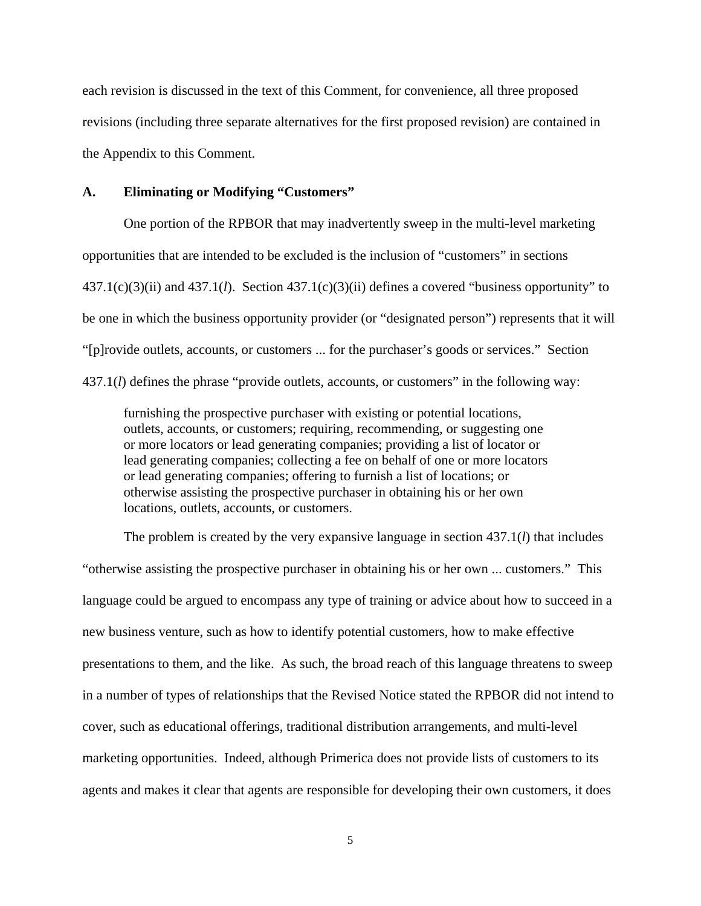each revision is discussed in the text of this Comment, for convenience, all three proposed revisions (including three separate alternatives for the first proposed revision) are contained in the Appendix to this Comment.

### A. Eliminating or Modifying "Customers"

One portion of the RPBOR that may inadvertently sweep in the multi-level marketing opportunities that are intended to be excluded is the inclusion of "customers" in sections 437.1(c)(3)(ii) and 437.1(*l*). Section 437.1(c)(3)(ii) defines a covered "business opportunity" to be one in which the business opportunity provider (or "designated person") represents that it will "[p]rovide outlets, accounts, or customers ... for the purchaser's goods or services." Section 437.1(*l*) defines the phrase "provide outlets, accounts, or customers" in the following way:

> furnishing the prospective purchaser with existing or potential locations, outlets, accounts, or customers; requiring, recommending, or suggesting one or more locators or lead generating companies; providing a list of locator or lead generating companies; collecting a fee on behalf of one or more locators or lead generating companies; offering to furnish a list of locations; or otherwise assisting the prospective purchaser in obtaining his or her own locations, outlets, accounts, or customers.

The problem is created by the very expansive language in section 437.1(*l*) that includes "otherwise assisting the prospective purchaser in obtaining his or her own ... customers." This language could be argued to encompass any type of training or advice about how to succeed in a new business venture, such as how to identify potential customers, how to make effective presentations to them, and the like. As such, the broad reach of this language threatens to sweep in a number of types of relationships that the Revised Notice stated the RPBOR did not intend to cover, such as educational offerings, traditional distribution arrangements, and multi-level marketing opportunities. Indeed, although Primerica does not provide lists of customers to its agents and makes it clear that agents are responsible for developing their own customers, it does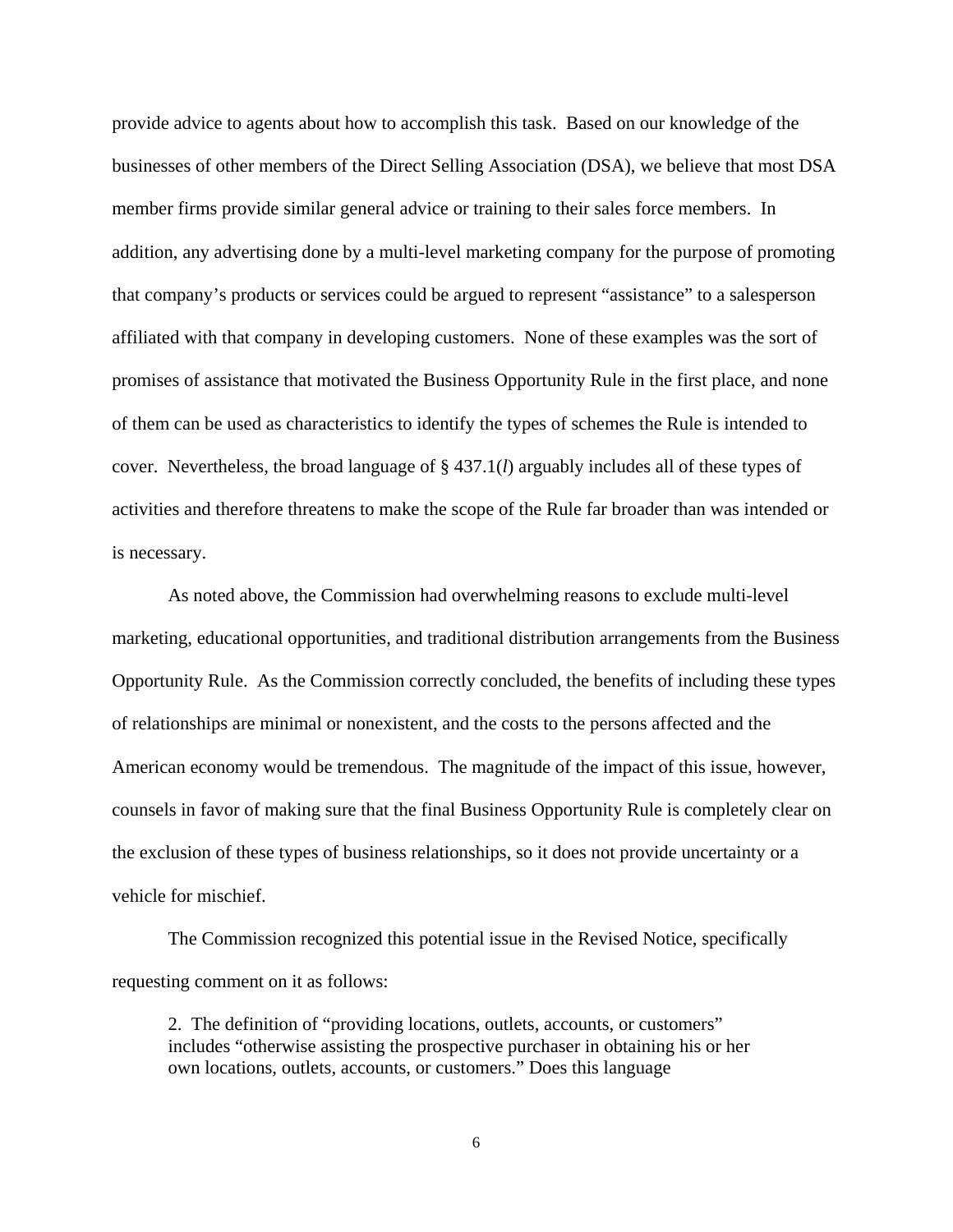provide advice to agents about how to accomplish this task. Based on our knowledge of the businesses of other members of the Direct Selling Association (DSA), we believe that most DSA member firms provide similar general advice or training to their sales force members. In addition, any advertising done by a multi-level marketing company for the purpose of promoting that company's products or services could be argued to represent "assistance" to a salesperson affiliated with that company in developing customers. None of these examples was the sort of promises of assistance that motivated the Business Opportunity Rule in the first place, and none of them can be used as characteristics to identify the types of schemes the Rule is intended to cover. Nevertheless, the broad language of § 437.1(*l*) arguably includes all of these types of activities and therefore threatens to make the scope of the Rule far broader than was intended or is necessary.

As noted above, the Commission had overwhelming reasons to exclude multi-level marketing, educational opportunities, and traditional distribution arrangements from the Business Opportunity Rule. As the Commission correctly concluded, the benefits of including these types of relationships are minimal or nonexistent, and the costs to the persons affected and the American economy would be tremendous. The magnitude of the impact of this issue, however, counsels in favor of making sure that the final Business Opportunity Rule is completely clear on the exclusion of these types of business relationships, so it does not provide uncertainty or a vehicle for mischief.

The Commission recognized this potential issue in the Revised Notice, specifically requesting comment on it as follows:

> 2. The definition of "providing locations, outlets, accounts, or customers" includes "otherwise assisting the prospective purchaser in obtaining his or her own locations, outlets, accounts, or customers." Does this language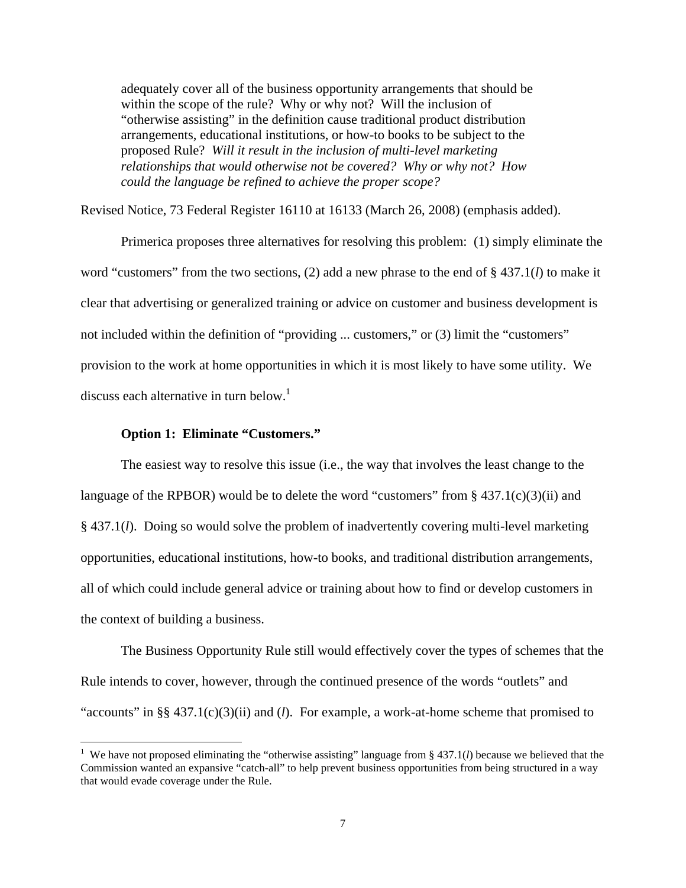> adequately cover all of the business opportunity arrangements that should be within the scope of the rule? Why or why not? Will the inclusion of "otherwise assisting" in the definition cause traditional product distribution arrangements, educational institutions, or how-to books to be subject to the proposed Rule? *Will it result in the inclusion of multi-level marketing relationships that would otherwise not be covered? Why or why not? How could the language be refined to achieve the proper scope?*

Revised Notice, 73 Federal Register 16110 at 16133 (March 26, 2008) (emphasis added).

Primerica proposes three alternatives for resolving this problem: (1) simply eliminate the word "customers" from the two sections, (2) add a new phrase to the end of § 437.1(*l*) to make it clear that advertising or generalized training or advice on customer and business development is not included within the definition of "providing ... customers," or (3) limit the "customers" provision to the work at home opportunities in which it is most likely to have some utility. We discuss each alternative in turn below.[1]

**Option 1: Eliminate "Customers."**

The easiest way to resolve this issue (i.e., the way that involves the least change to the language of the RPBOR) would be to delete the word "customers" from § 437.1(c)(3)(ii) and § 437.1(*l*). Doing so would solve the problem of inadvertently covering multi-level marketing opportunities, educational institutions, how-to books, and traditional distribution arrangements, all of which could include general advice or training about how to find or develop customers in the context of building a business.

The Business Opportunity Rule still would effectively cover the types of schemes that the Rule intends to cover, however, through the continued presence of the words "outlets" and "accounts" in §§ 437.1(c)(3)(ii) and (*l*). For example, a work-at-home scheme that promised to

[1] We have not proposed eliminating the "otherwise assisting" language from § 437.1(*l*) because we believed that the Commission wanted an expansive "catch-all" to help prevent business opportunities from being structured in a way that would evade coverage under the Rule.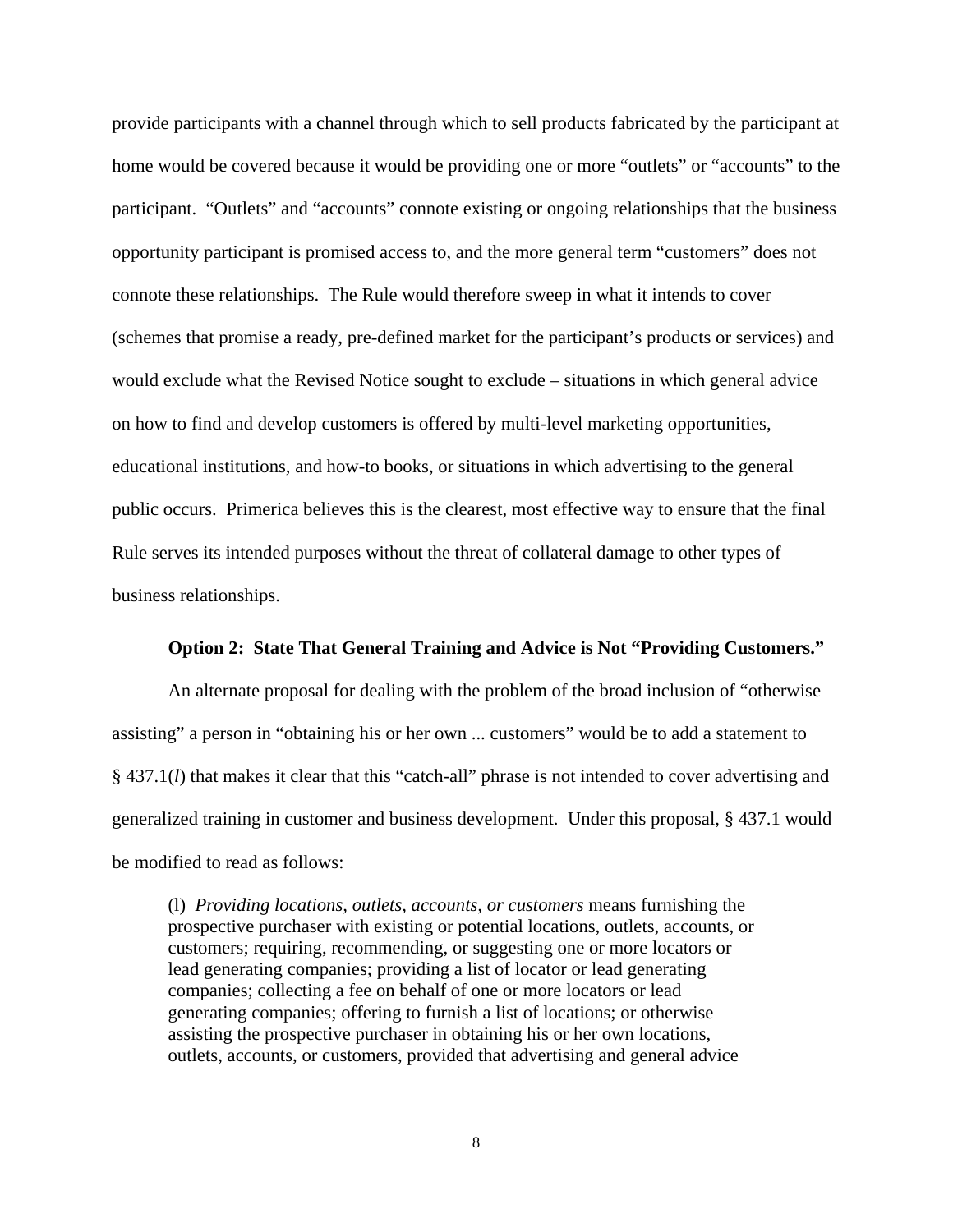provide participants with a channel through which to sell products fabricated by the participant at home would be covered because it would be providing one or more "outlets" or "accounts" to the participant. "Outlets" and "accounts" connote existing or ongoing relationships that the business opportunity participant is promised access to, and the more general term "customers" does not connote these relationships. The Rule would therefore sweep in what it intends to cover (schemes that promise a ready, pre-defined market for the participant's products or services) and would exclude what the Revised Notice sought to exclude – situations in which general advice on how to find and develop customers is offered by multi-level marketing opportunities, educational institutions, and how-to books, or situations in which advertising to the general public occurs. Primerica believes this is the clearest, most effective way to ensure that the final Rule serves its intended purposes without the threat of collateral damage to other types of business relationships.

**Option 2: State That General Training and Advice is Not "Providing Customers."**

An alternate proposal for dealing with the problem of the broad inclusion of "otherwise assisting" a person in "obtaining his or her own ... customers" would be to add a statement to § 437.1(*l*) that makes it clear that this "catch-all" phrase is not intended to cover advertising and generalized training in customer and business development. Under this proposal, § 437.1 would be modified to read as follows:

> (l) *Providing locations, outlets, accounts, or customers* means furnishing the prospective purchaser with existing or potential locations, outlets, accounts, or customers; requiring, recommending, or suggesting one or more locators or lead generating companies; providing a list of locator or lead generating companies; collecting a fee on behalf of one or more locators or lead generating companies; offering to furnish a list of locations; or otherwise assisting the prospective purchaser in obtaining his or her own locations, outlets, accounts, or customers<u>, provided that advertising and general advice</u>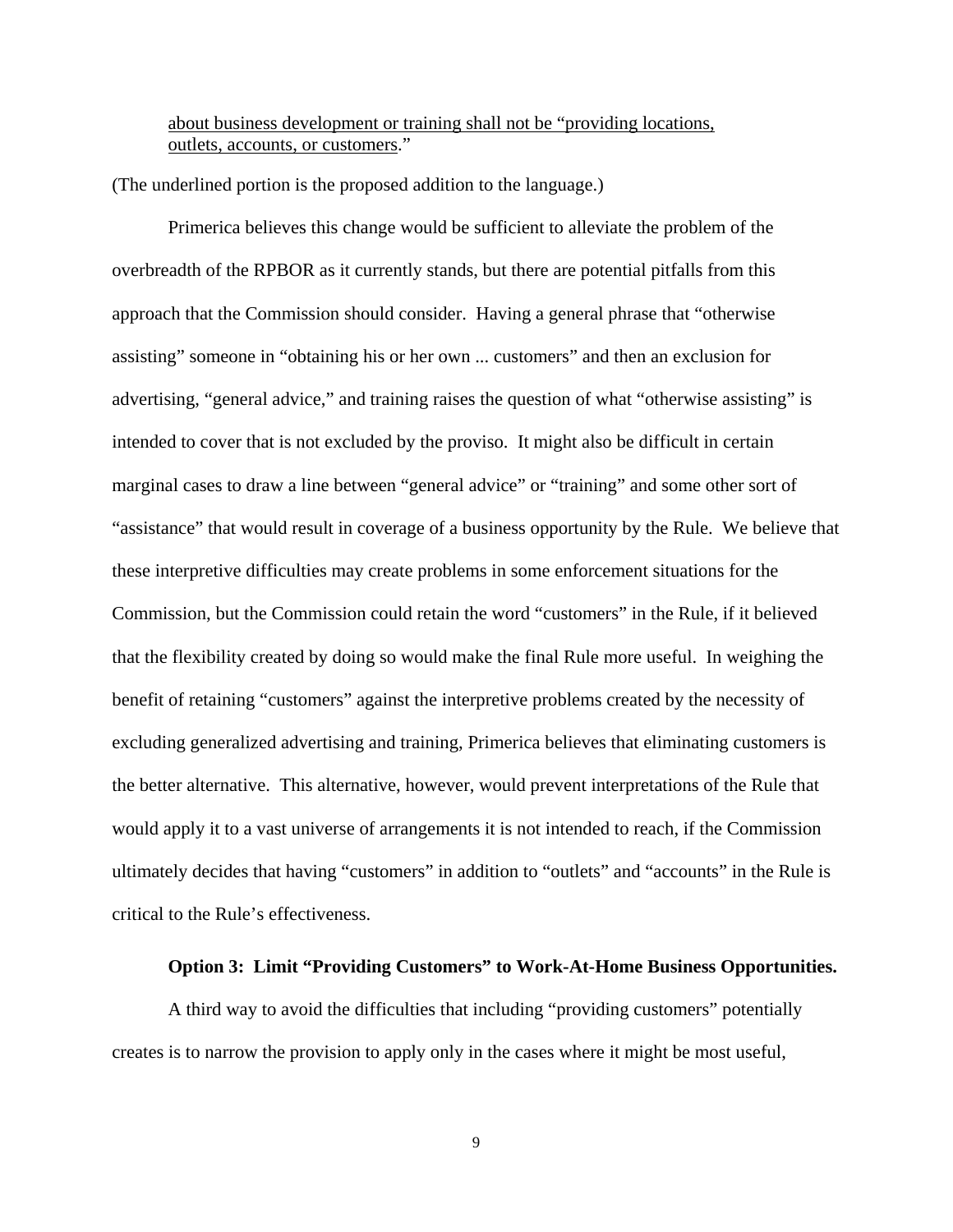about business development or training shall not be "providing locations, outlets, accounts, or customers."

(The underlined portion is the proposed addition to the language.)

Primerica believes this change would be sufficient to alleviate the problem of the overbreadth of the RPBOR as it currently stands, but there are potential pitfalls from this approach that the Commission should consider. Having a general phrase that "otherwise assisting" someone in "obtaining his or her own ... customers" and then an exclusion for advertising, "general advice," and training raises the question of what "otherwise assisting" is intended to cover that is not excluded by the proviso. It might also be difficult in certain marginal cases to draw a line between "general advice" or "training" and some other sort of "assistance" that would result in coverage of a business opportunity by the Rule. We believe that these interpretive difficulties may create problems in some enforcement situations for the Commission, but the Commission could retain the word "customers" in the Rule, if it believed that the flexibility created by doing so would make the final Rule more useful. In weighing the benefit of retaining "customers" against the interpretive problems created by the necessity of excluding generalized advertising and training, Primerica believes that eliminating customers is the better alternative. This alternative, however, would prevent interpretations of the Rule that would apply it to a vast universe of arrangements it is not intended to reach, if the Commission ultimately decides that having "customers" in addition to "outlets" and "accounts" in the Rule is critical to the Rule's effectiveness.

**Option 3: Limit "Providing Customers" to Work-At-Home Business Opportunities.**

A third way to avoid the difficulties that including "providing customers" potentially creates is to narrow the provision to apply only in the cases where it might be most useful,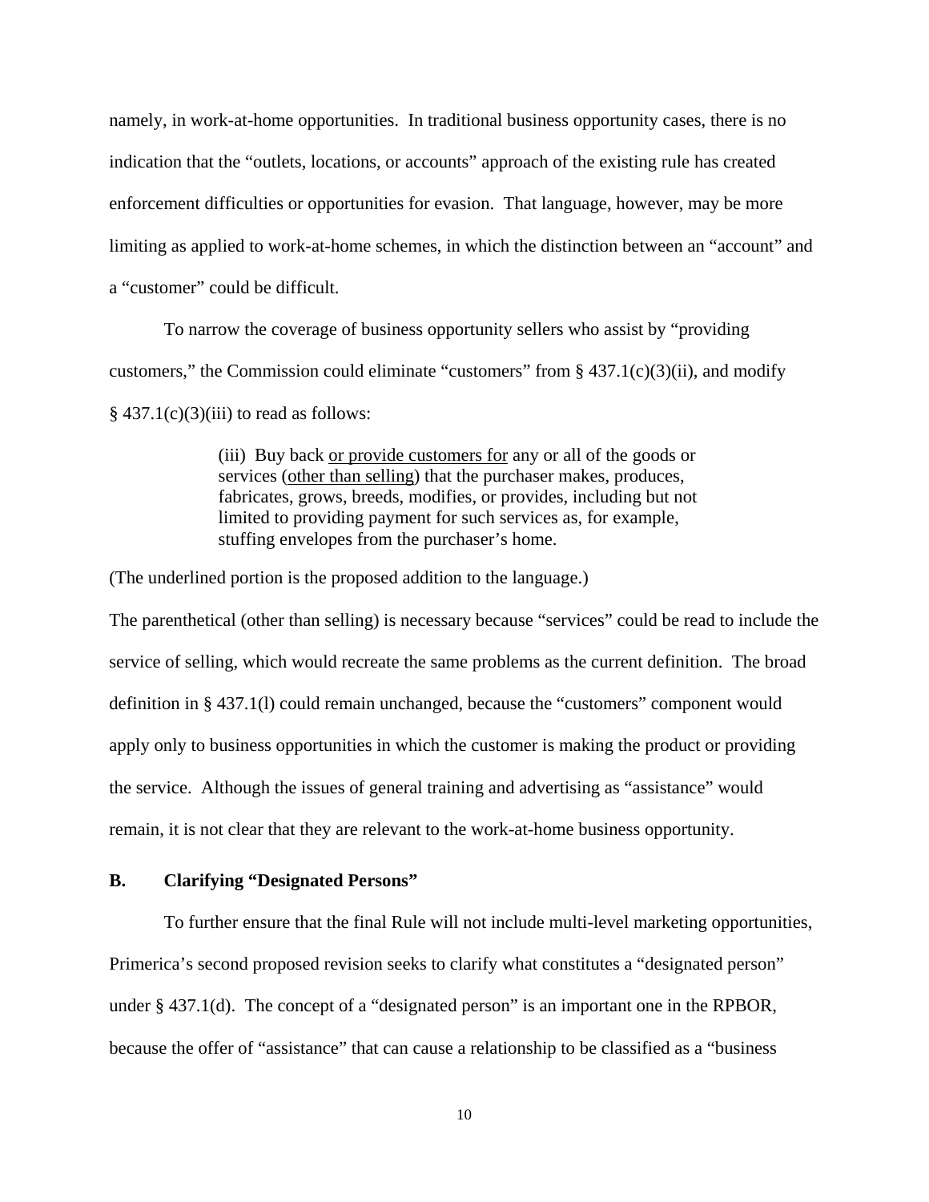namely, in work-at-home opportunities. In traditional business opportunity cases, there is no indication that the "outlets, locations, or accounts" approach of the existing rule has created enforcement difficulties or opportunities for evasion. That language, however, may be more limiting as applied to work-at-home schemes, in which the distinction between an "account" and a "customer" could be difficult.

To narrow the coverage of business opportunity sellers who assist by "providing customers," the Commission could eliminate "customers" from § 437.1(c)(3)(ii), and modify § 437.1(c)(3)(iii) to read as follows:

> (iii) Buy back <u>or provide customers for</u> any or all of the goods or services (<u>other than selling</u>) that the purchaser makes, produces, fabricates, grows, breeds, modifies, or provides, including but not limited to providing payment for such services as, for example, stuffing envelopes from the purchaser's home.

(The underlined portion is the proposed addition to the language.)

The parenthetical (other than selling) is necessary because "services" could be read to include the service of selling, which would recreate the same problems as the current definition. The broad definition in § 437.1(l) could remain unchanged, because the "customers" component would apply only to business opportunities in which the customer is making the product or providing the service. Although the issues of general training and advertising as "assistance" would remain, it is not clear that they are relevant to the work-at-home business opportunity.

### B. Clarifying "Designated Persons"

To further ensure that the final Rule will not include multi-level marketing opportunities, Primerica's second proposed revision seeks to clarify what constitutes a "designated person" under § 437.1(d). The concept of a "designated person" is an important one in the RPBOR, because the offer of "assistance" that can cause a relationship to be classified as a "business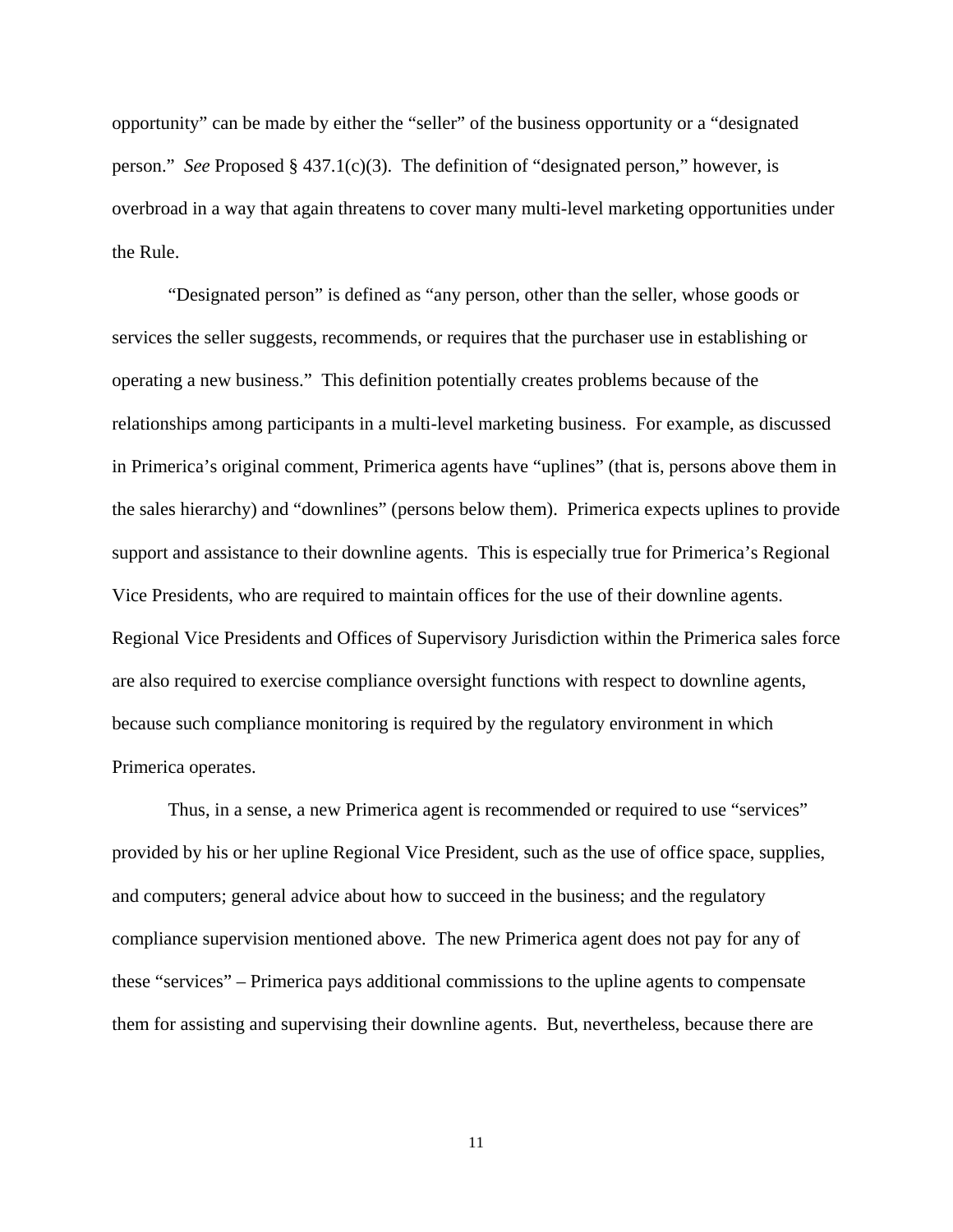opportunity" can be made by either the "seller" of the business opportunity or a "designated person." *See* Proposed § 437.1(c)(3). The definition of "designated person," however, is overbroad in a way that again threatens to cover many multi-level marketing opportunities under the Rule.

"Designated person" is defined as "any person, other than the seller, whose goods or services the seller suggests, recommends, or requires that the purchaser use in establishing or operating a new business." This definition potentially creates problems because of the relationships among participants in a multi-level marketing business. For example, as discussed in Primerica's original comment, Primerica agents have "uplines" (that is, persons above them in the sales hierarchy) and "downlines" (persons below them). Primerica expects uplines to provide support and assistance to their downline agents. This is especially true for Primerica's Regional Vice Presidents, who are required to maintain offices for the use of their downline agents. Regional Vice Presidents and Offices of Supervisory Jurisdiction within the Primerica sales force are also required to exercise compliance oversight functions with respect to downline agents, because such compliance monitoring is required by the regulatory environment in which Primerica operates.

Thus, in a sense, a new Primerica agent is recommended or required to use "services" provided by his or her upline Regional Vice President, such as the use of office space, supplies, and computers; general advice about how to succeed in the business; and the regulatory compliance supervision mentioned above. The new Primerica agent does not pay for any of these "services" – Primerica pays additional commissions to the upline agents to compensate them for assisting and supervising their downline agents. But, nevertheless, because there are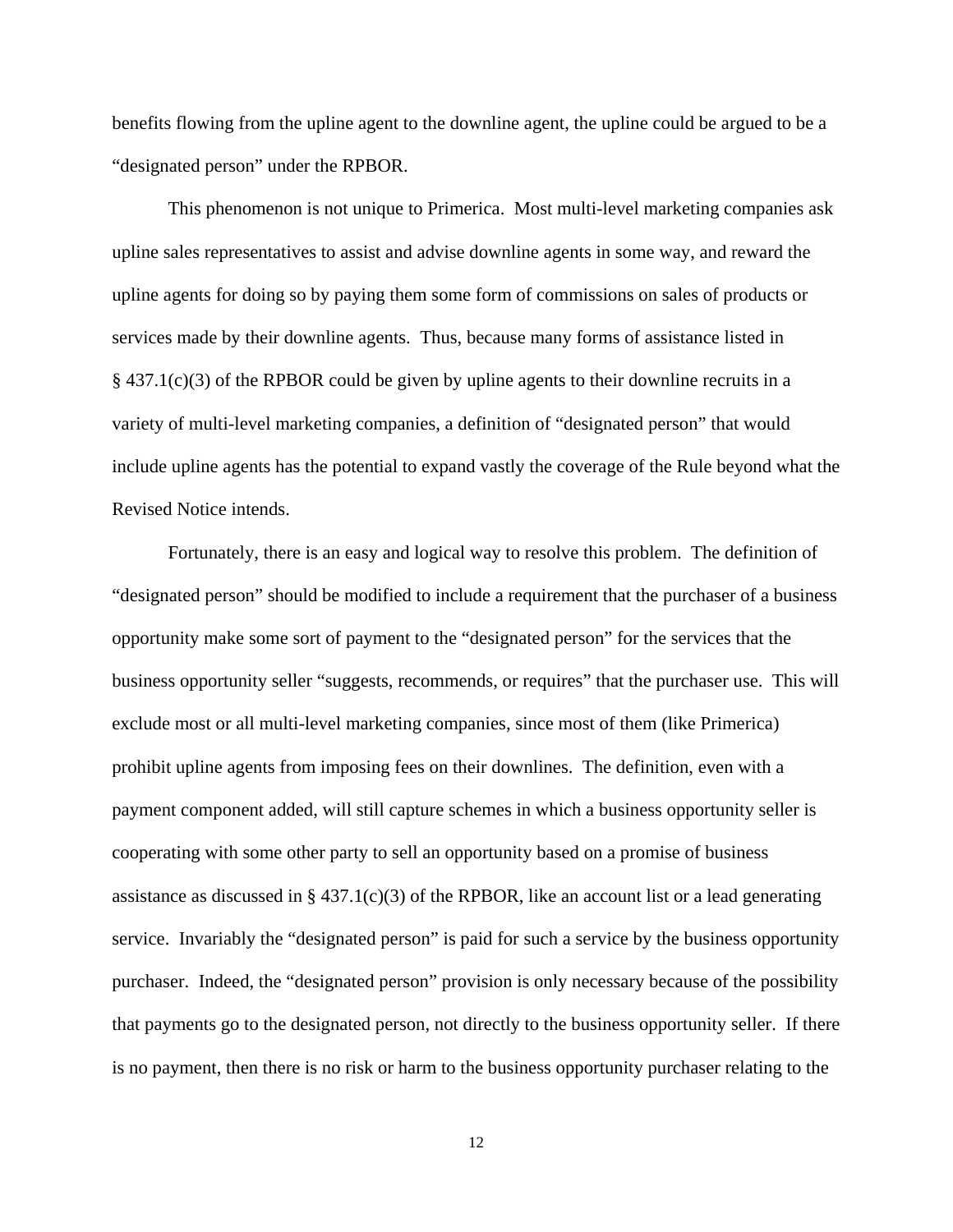benefits flowing from the upline agent to the downline agent, the upline could be argued to be a "designated person" under the RPBOR.

This phenomenon is not unique to Primerica. Most multi-level marketing companies ask upline sales representatives to assist and advise downline agents in some way, and reward the upline agents for doing so by paying them some form of commissions on sales of products or services made by their downline agents. Thus, because many forms of assistance listed in § 437.1(c)(3) of the RPBOR could be given by upline agents to their downline recruits in a variety of multi-level marketing companies, a definition of "designated person" that would include upline agents has the potential to expand vastly the coverage of the Rule beyond what the Revised Notice intends.

Fortunately, there is an easy and logical way to resolve this problem. The definition of "designated person" should be modified to include a requirement that the purchaser of a business opportunity make some sort of payment to the "designated person" for the services that the business opportunity seller "suggests, recommends, or requires" that the purchaser use. This will exclude most or all multi-level marketing companies, since most of them (like Primerica) prohibit upline agents from imposing fees on their downlines. The definition, even with a payment component added, will still capture schemes in which a business opportunity seller is cooperating with some other party to sell an opportunity based on a promise of business assistance as discussed in § 437.1(c)(3) of the RPBOR, like an account list or a lead generating service. Invariably the "designated person" is paid for such a service by the business opportunity purchaser. Indeed, the "designated person" provision is only necessary because of the possibility that payments go to the designated person, not directly to the business opportunity seller. If there is no payment, then there is no risk or harm to the business opportunity purchaser relating to the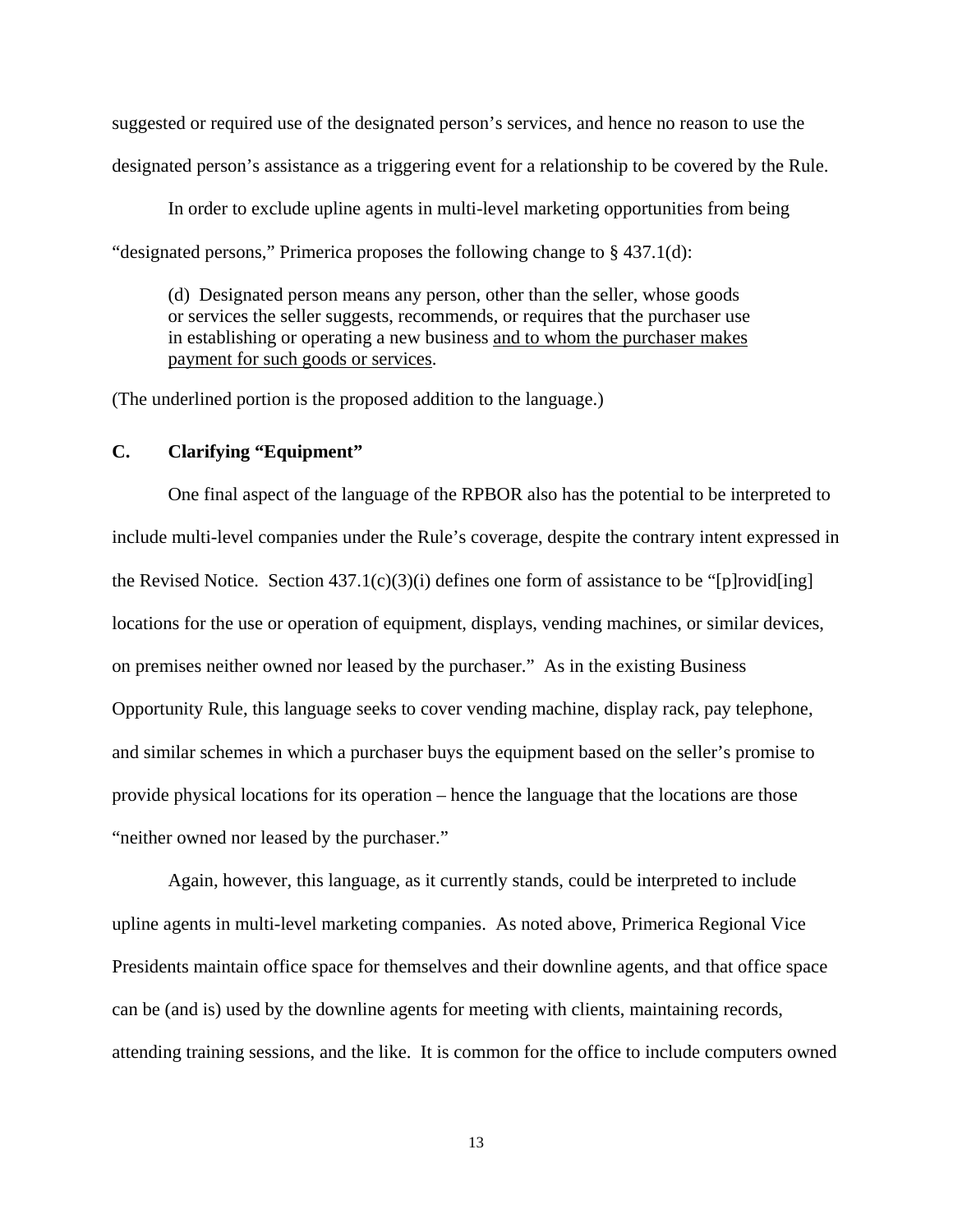suggested or required use of the designated person's services, and hence no reason to use the designated person's assistance as a triggering event for a relationship to be covered by the Rule.

In order to exclude upline agents in multi-level marketing opportunities from being "designated persons," Primerica proposes the following change to § 437.1(d):

> (d) Designated person means any person, other than the seller, whose goods or services the seller suggests, recommends, or requires that the purchaser use in establishing or operating a new business <u>and to whom the purchaser makes payment for such goods or services</u>.

(The underlined portion is the proposed addition to the language.)

### C. Clarifying "Equipment"

One final aspect of the language of the RPBOR also has the potential to be interpreted to include multi-level companies under the Rule's coverage, despite the contrary intent expressed in the Revised Notice. Section 437.1(c)(3)(i) defines one form of assistance to be "[p]rovid[ing] locations for the use or operation of equipment, displays, vending machines, or similar devices, on premises neither owned nor leased by the purchaser." As in the existing Business Opportunity Rule, this language seeks to cover vending machine, display rack, pay telephone, and similar schemes in which a purchaser buys the equipment based on the seller's promise to provide physical locations for its operation – hence the language that the locations are those "neither owned nor leased by the purchaser."

Again, however, this language, as it currently stands, could be interpreted to include upline agents in multi-level marketing companies. As noted above, Primerica Regional Vice Presidents maintain office space for themselves and their downline agents, and that office space can be (and is) used by the downline agents for meeting with clients, maintaining records, attending training sessions, and the like. It is common for the office to include computers owned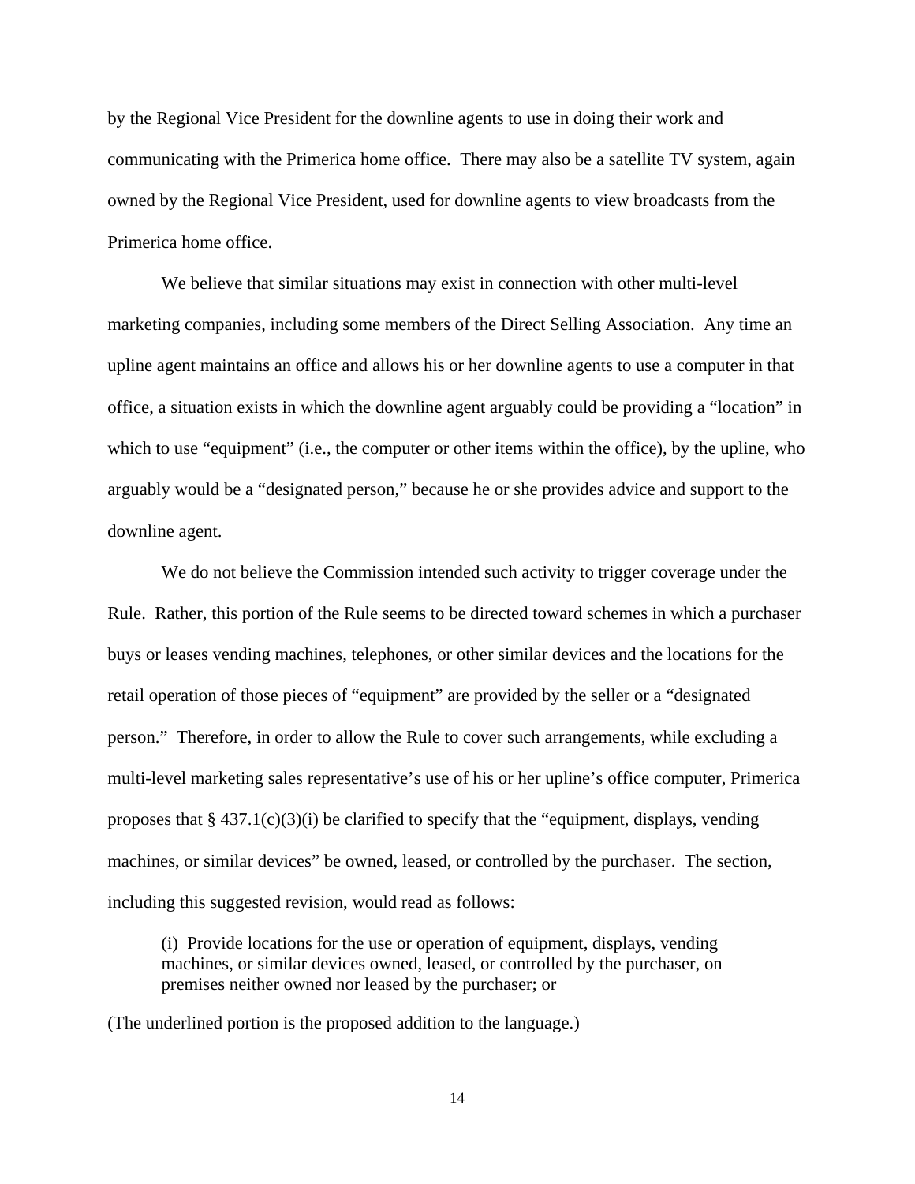by the Regional Vice President for the downline agents to use in doing their work and communicating with the Primerica home office. There may also be a satellite TV system, again owned by the Regional Vice President, used for downline agents to view broadcasts from the Primerica home office.

We believe that similar situations may exist in connection with other multi-level marketing companies, including some members of the Direct Selling Association. Any time an upline agent maintains an office and allows his or her downline agents to use a computer in that office, a situation exists in which the downline agent arguably could be providing a "location" in which to use "equipment" (i.e., the computer or other items within the office), by the upline, who arguably would be a "designated person," because he or she provides advice and support to the downline agent.

We do not believe the Commission intended such activity to trigger coverage under the Rule. Rather, this portion of the Rule seems to be directed toward schemes in which a purchaser buys or leases vending machines, telephones, or other similar devices and the locations for the retail operation of those pieces of "equipment" are provided by the seller or a "designated person." Therefore, in order to allow the Rule to cover such arrangements, while excluding a multi-level marketing sales representative's use of his or her upline's office computer, Primerica proposes that § 437.1(c)(3)(i) be clarified to specify that the "equipment, displays, vending machines, or similar devices" be owned, leased, or controlled by the purchaser. The section, including this suggested revision, would read as follows:

> (i) Provide locations for the use or operation of equipment, displays, vending machines, or similar devices <u>owned, leased, or controlled by the purchaser</u>, on premises neither owned nor leased by the purchaser; or

(The underlined portion is the proposed addition to the language.)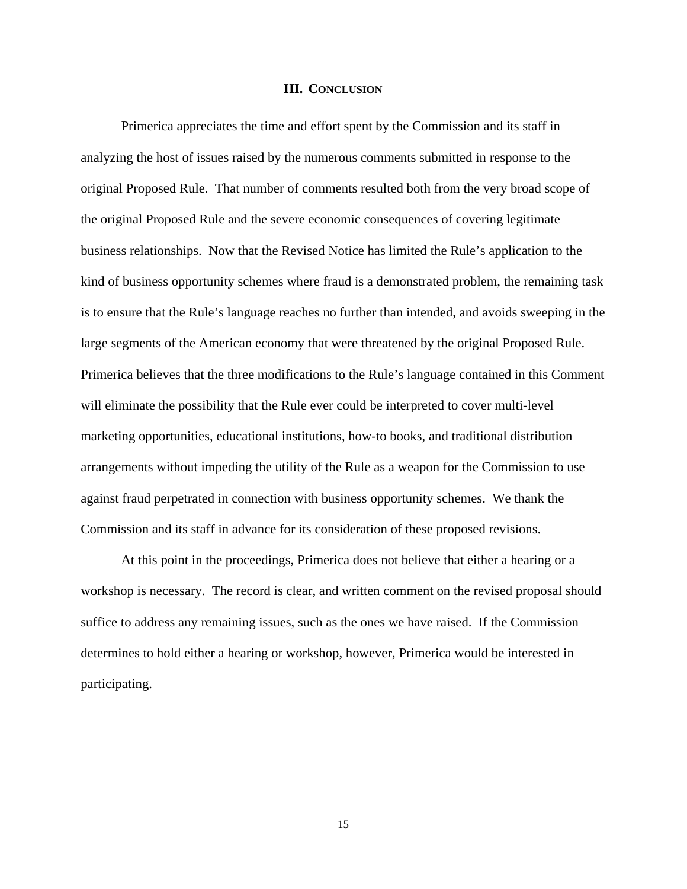## III. CONCLUSION

Primerica appreciates the time and effort spent by the Commission and its staff in analyzing the host of issues raised by the numerous comments submitted in response to the original Proposed Rule. That number of comments resulted both from the very broad scope of the original Proposed Rule and the severe economic consequences of covering legitimate business relationships. Now that the Revised Notice has limited the Rule's application to the kind of business opportunity schemes where fraud is a demonstrated problem, the remaining task is to ensure that the Rule's language reaches no further than intended, and avoids sweeping in the large segments of the American economy that were threatened by the original Proposed Rule. Primerica believes that the three modifications to the Rule's language contained in this Comment will eliminate the possibility that the Rule ever could be interpreted to cover multi-level marketing opportunities, educational institutions, how-to books, and traditional distribution arrangements without impeding the utility of the Rule as a weapon for the Commission to use against fraud perpetrated in connection with business opportunity schemes. We thank the Commission and its staff in advance for its consideration of these proposed revisions.

At this point in the proceedings, Primerica does not believe that either a hearing or a workshop is necessary. The record is clear, and written comment on the revised proposal should suffice to address any remaining issues, such as the ones we have raised. If the Commission determines to hold either a hearing or workshop, however, Primerica would be interested in participating.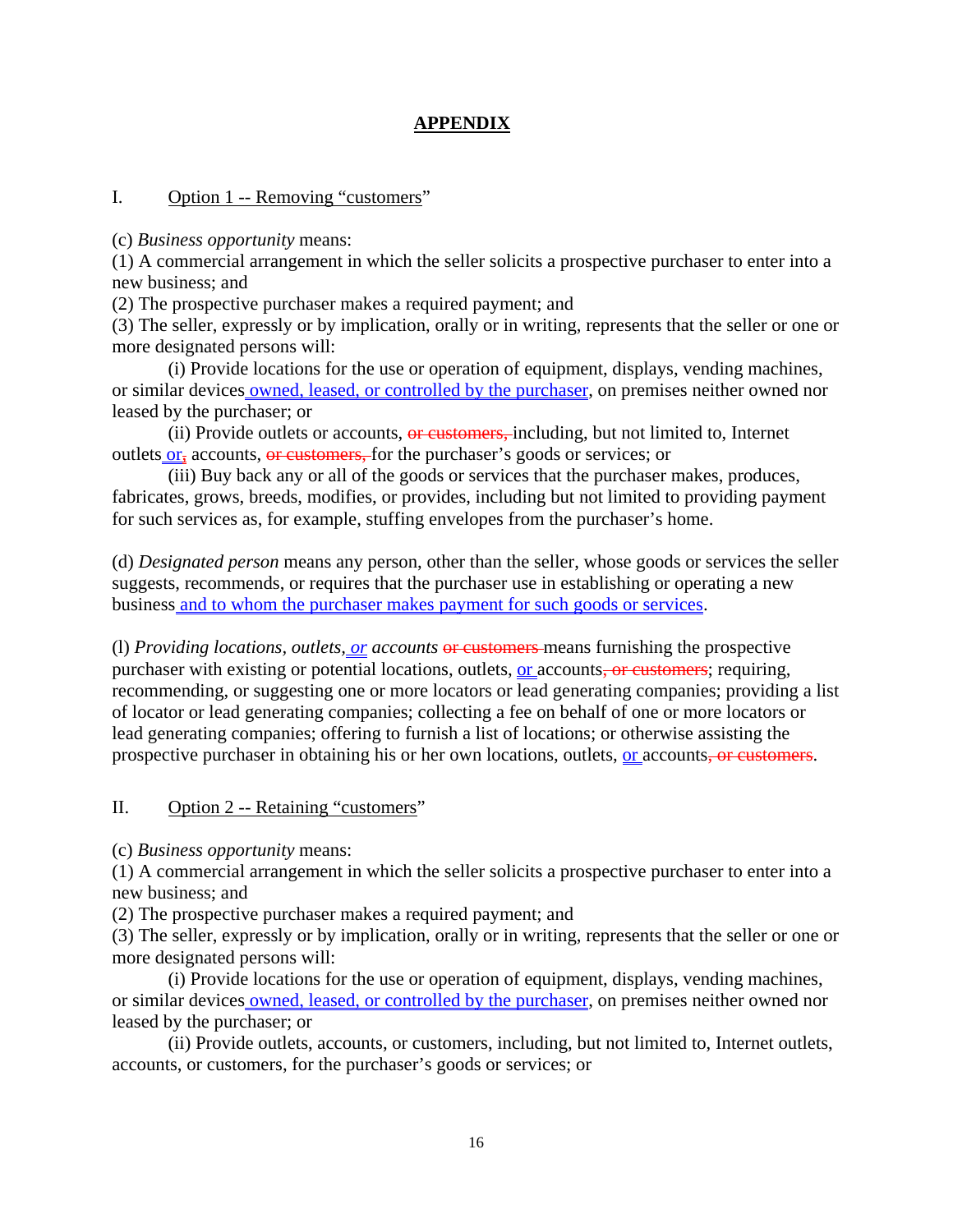# APPENDIX

## I. Option 1 -- Removing "customers"

(c) *Business opportunity* means:
(1) A commercial arrangement in which the seller solicits a prospective purchaser to enter into a new business; and
(2) The prospective purchaser makes a required payment; and
(3) The seller, expressly or by implication, orally or in writing, represents that the seller or one or more designated persons will:

(i) Provide locations for the use or operation of equipment, displays, vending machines, or similar devices<u> owned, leased, or controlled by the purchaser</u>, on premises neither owned nor leased by the purchaser; or

(ii) Provide outlets or accounts, ~~or customers,~~ including, but not limited to, Internet outlets<u> or</u>~~,~~ accounts, ~~or customers,~~ for the purchaser's goods or services; or

(iii) Buy back any or all of the goods or services that the purchaser makes, produces, fabricates, grows, breeds, modifies, or provides, including but not limited to providing payment for such services as, for example, stuffing envelopes from the purchaser's home.

(d) *Designated person* means any person, other than the seller, whose goods or services the seller suggests, recommends, or requires that the purchaser use in establishing or operating a new business<u> and to whom the purchaser makes payment for such goods or services</u>.

(l) *Providing locations, outlets,<u> or</u> accounts* ~~or customers~~ means furnishing the prospective purchaser with existing or potential locations, outlets, <u>or</u> accounts~~, or customers~~; requiring, recommending, or suggesting one or more locators or lead generating companies; providing a list of locator or lead generating companies; collecting a fee on behalf of one or more locators or lead generating companies; offering to furnish a list of locations; or otherwise assisting the prospective purchaser in obtaining his or her own locations, outlets, <u>or</u> accounts~~, or customers~~.

## II. Option 2 -- Retaining "customers"

(c) *Business opportunity* means:
(1) A commercial arrangement in which the seller solicits a prospective purchaser to enter into a new business; and
(2) The prospective purchaser makes a required payment; and
(3) The seller, expressly or by implication, orally or in writing, represents that the seller or one or more designated persons will:

(i) Provide locations for the use or operation of equipment, displays, vending machines, or similar devices<u> owned, leased, or controlled by the purchaser</u>, on premises neither owned nor leased by the purchaser; or

(ii) Provide outlets, accounts, or customers, including, but not limited to, Internet outlets, accounts, or customers, for the purchaser's goods or services; or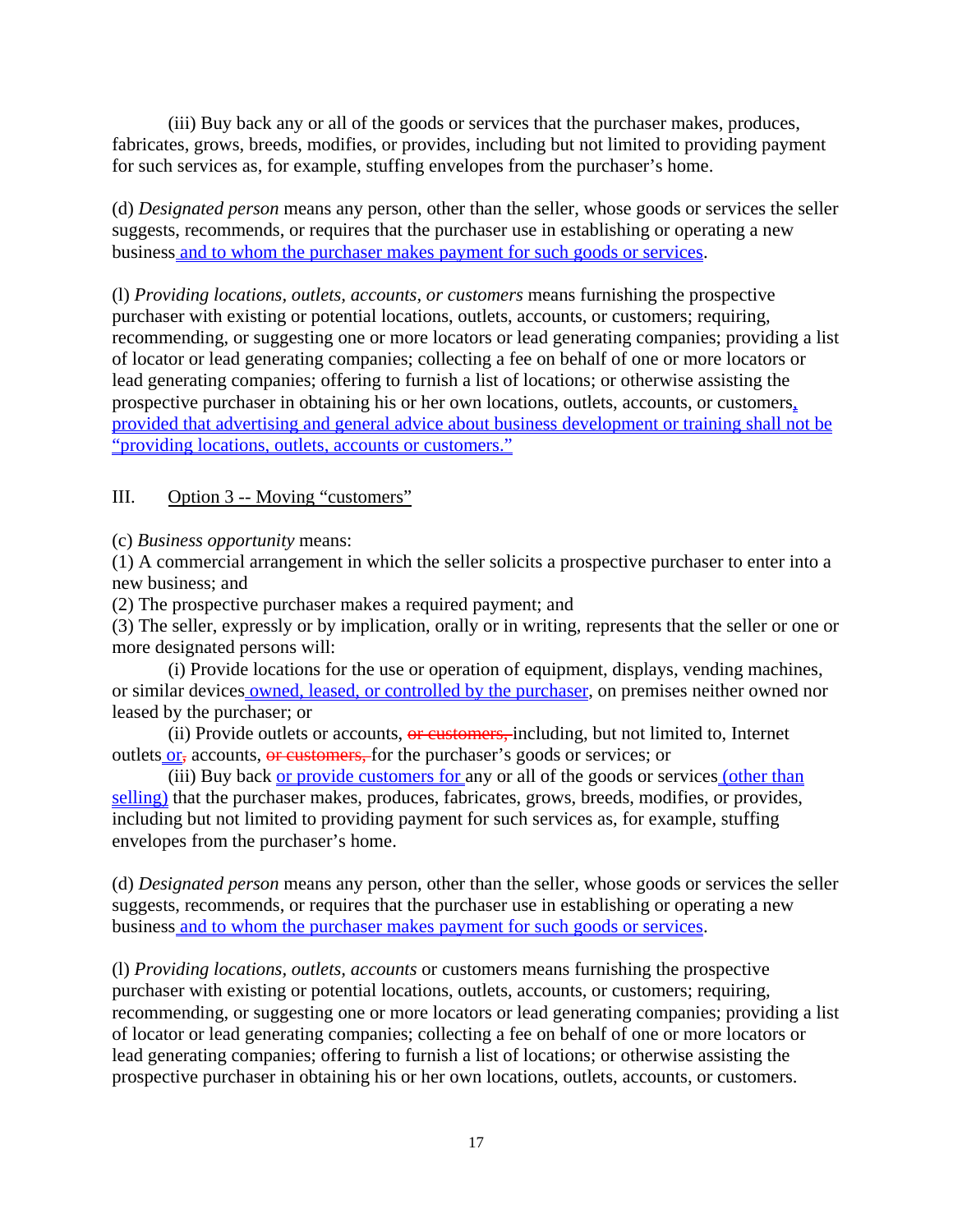(iii) Buy back any or all of the goods or services that the purchaser makes, produces, fabricates, grows, breeds, modifies, or provides, including but not limited to providing payment for such services as, for example, stuffing envelopes from the purchaser's home.

(d) *Designated person* means any person, other than the seller, whose goods or services the seller suggests, recommends, or requires that the purchaser use in establishing or operating a new business <u>and to whom the purchaser makes payment for such goods or services</u>.

(l) *Providing locations, outlets, accounts, or customers* means furnishing the prospective purchaser with existing or potential locations, outlets, accounts, or customers; requiring, recommending, or suggesting one or more locators or lead generating companies; providing a list of locator or lead generating companies; collecting a fee on behalf of one or more locators or lead generating companies; offering to furnish a list of locations; or otherwise assisting the prospective purchaser in obtaining his or her own locations, outlets, accounts, or customers<u>, provided that advertising and general advice about business development or training shall not be "providing locations, outlets, accounts or customers."</u>

III. <u>Option 3 -- Moving "customers"</u>

(c) *Business opportunity* means:

(1) A commercial arrangement in which the seller solicits a prospective purchaser to enter into a new business; and

(2) The prospective purchaser makes a required payment; and

(3) The seller, expressly or by implication, orally or in writing, represents that the seller or one or more designated persons will:

(i) Provide locations for the use or operation of equipment, displays, vending machines, or similar devices <u>owned, leased, or controlled by the purchaser</u>, on premises neither owned nor leased by the purchaser; or

(ii) Provide outlets or accounts, ~~or customers,~~ including, but not limited to, Internet outlets <u>or</u>~~,~~ accounts, ~~or customers,~~ for the purchaser's goods or services; or

(iii) Buy back <u>or provide customers for</u> any or all of the goods or services <u>(other than selling)</u> that the purchaser makes, produces, fabricates, grows, breeds, modifies, or provides, including but not limited to providing payment for such services as, for example, stuffing envelopes from the purchaser's home.

(d) *Designated person* means any person, other than the seller, whose goods or services the seller suggests, recommends, or requires that the purchaser use in establishing or operating a new business <u>and to whom the purchaser makes payment for such goods or services</u>.

(l) *Providing locations, outlets, accounts* or customers means furnishing the prospective purchaser with existing or potential locations, outlets, accounts, or customers; requiring, recommending, or suggesting one or more locators or lead generating companies; providing a list of locator or lead generating companies; collecting a fee on behalf of one or more locators or lead generating companies; offering to furnish a list of locations; or otherwise assisting the prospective purchaser in obtaining his or her own locations, outlets, accounts, or customers.